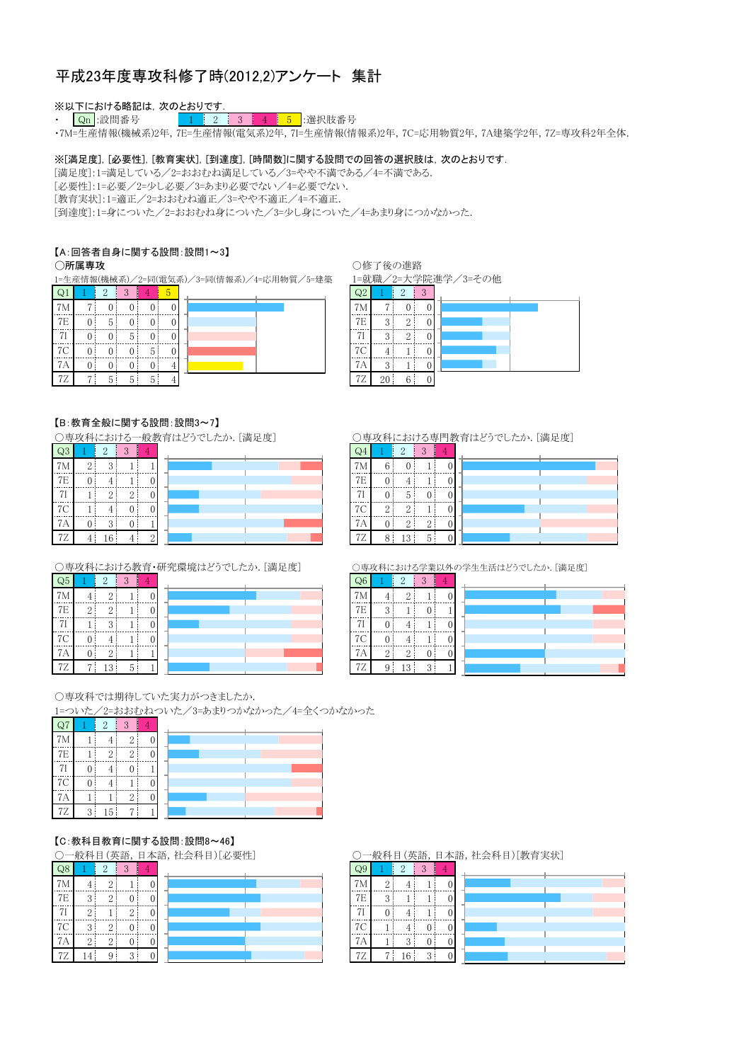# 平成23年度専攻科修了時(2012,2)アンケート　集計

※以下における略記は，次のとおりです．

- Qn :設問番号　1 2 3 4 5 :選択肢番号
- 7M=生産情報(機械系)2年，7E=生産情報(電気系)2年，7I=生産情報(情報系)2年，7C=応用物質2年，7A建築学2年，7Z=専攻科2年全体．

※[満足度]，[必要性]，[教育実状]，[到達度]，[時間数]に関する設問での回答の選択肢は，次のとおりです．

[満足度]:1=満足している／2=おおむね満足している／3=やや不満である／4=不満である．
[必要性]:1=必要／2=少し必要／3=あまり必要でない／4=必要でない．
[教育実状]:1=適正／2=おおむね適正／3=やや不適正／4=不適正．
[到達度]:1=身についた／2=おおむね身についた／3=少し身についた／4=あまり身につかなかった．

## 【A:回答者自身に関する設問:設問1～3】

○所属専攻

1=生産情報(機械系)／2=同(電気系)／3=同(情報系)／4=応用物質／5=建築

| Q1 | 1 | 2 | 3 | 4 | 5 |
|---|---|---|---|---|---|
| 7M | 7 | 0 | 0 | 0 | 0 |
| 7E | 0 | 5 | 0 | 0 | 0 |
| 7I | 0 | 0 | 5 | 0 | 0 |
| 7C | 0 | 0 | 0 | 5 | 0 |
| 7A | 0 | 0 | 0 | 0 | 4 |
| 7Z | 7 | 5 | 5 | 5 | 4 |

○修了後の進路

1=就職／2=大学院進学／3=その他

| Q2 | 1 | 2 | 3 |
|---|---|---|---|
| 7M | 7 | 0 | 0 |
| 7E | 3 | 2 | 0 |
| 7I | 3 | 2 | 0 |
| 7C | 4 | 1 | 0 |
| 7A | 3 | 1 | 0 |
| 7Z | 20 | 6 | 0 |

## 【B:教育全般に関する設問:設問3～7】

○専攻科における一般教育はどうでしたか．[満足度]

| Q3 | 1 | 2 | 3 | 4 |
|---|---|---|---|---|
| 7M | 2 | 3 | 1 | 1 |
| 7E | 0 | 4 | 1 | 0 |
| 7I | 1 | 2 | 2 | 0 |
| 7C | 1 | 4 | 0 | 0 |
| 7A | 0 | 3 | 0 | 1 |
| 7Z | 4 | 16 | 4 | 2 |

○専攻科における専門教育はどうでしたか．[満足度]

| Q4 | 1 | 2 | 3 | 4 |
|---|---|---|---|---|
| 7M | 6 | 0 | 1 | 0 |
| 7E | 0 | 4 | 1 | 0 |
| 7I | 0 | 5 | 0 | 0 |
| 7C | 2 | 2 | 1 | 0 |
| 7A | 0 | 2 | 2 | 0 |
| 7Z | 8 | 13 | 5 | 0 |

○専攻科における教育・研究環境はどうでしたか．[満足度]

| Q5 | 1 | 2 | 3 | 4 |
|---|---|---|---|---|
| 7M | 4 | 2 | 1 | 0 |
| 7E | 2 | 2 | 1 | 0 |
| 7I | 1 | 3 | 1 | 0 |
| 7C | 0 | 4 | 1 | 0 |
| 7A | 0 | 2 | 1 | 1 |
| 7Z | 7 | 13 | 5 | 1 |

○専攻科における学業以外の学生生活はどうでしたか．[満足度]

| Q6 | 1 | 2 | 3 | 4 |
|---|---|---|---|---|
| 7M | 4 | 2 | 1 | 0 |
| 7E | 3 | 1 | 0 | 1 |
| 7I | 0 | 4 | 1 | 0 |
| 7C | 0 | 4 | 1 | 0 |
| 7A | 2 | 2 | 0 | 0 |
| 7Z | 9 | 13 | 3 | 1 |

○専攻科では期待していた実力がつきましたか．

1=ついた／2=おおむねついた／3=あまりつかなかった／4=全くつかなかった

| Q7 | 1 | 2 | 3 | 4 |
|---|---|---|---|---|
| 7M | 1 | 4 | 2 | 0 |
| 7E | 1 | 2 | 2 | 0 |
| 7I | 0 | 4 | 0 | 1 |
| 7C | 0 | 4 | 1 | 0 |
| 7A | 1 | 1 | 2 | 0 |
| 7Z | 3 | 15 | 7 | 1 |

## 【C:教科目教育に関する設問:設問8～46】

○一般科目(英語，日本語，社会科目)[必要性]

| Q8 | 1 | 2 | 3 | 4 |
|---|---|---|---|---|
| 7M | 4 | 2 | 1 | 0 |
| 7E | 3 | 2 | 0 | 0 |
| 7I | 2 | 1 | 2 | 0 |
| 7C | 3 | 2 | 0 | 0 |
| 7A | 2 | 2 | 0 | 0 |
| 7Z | 14 | 9 | 3 | 0 |

○一般科目(英語，日本語，社会科目)[教育実状]

| Q9 | 1 | 2 | 3 | 4 |
|---|---|---|---|---|
| 7M | 2 | 4 | 1 | 0 |
| 7E | 3 | 1 | 1 | 0 |
| 7I | 0 | 4 | 1 | 0 |
| 7C | 1 | 4 | 0 | 0 |
| 7A | 1 | 3 | 0 | 0 |
| 7Z | 7 | 16 | 3 | 0 |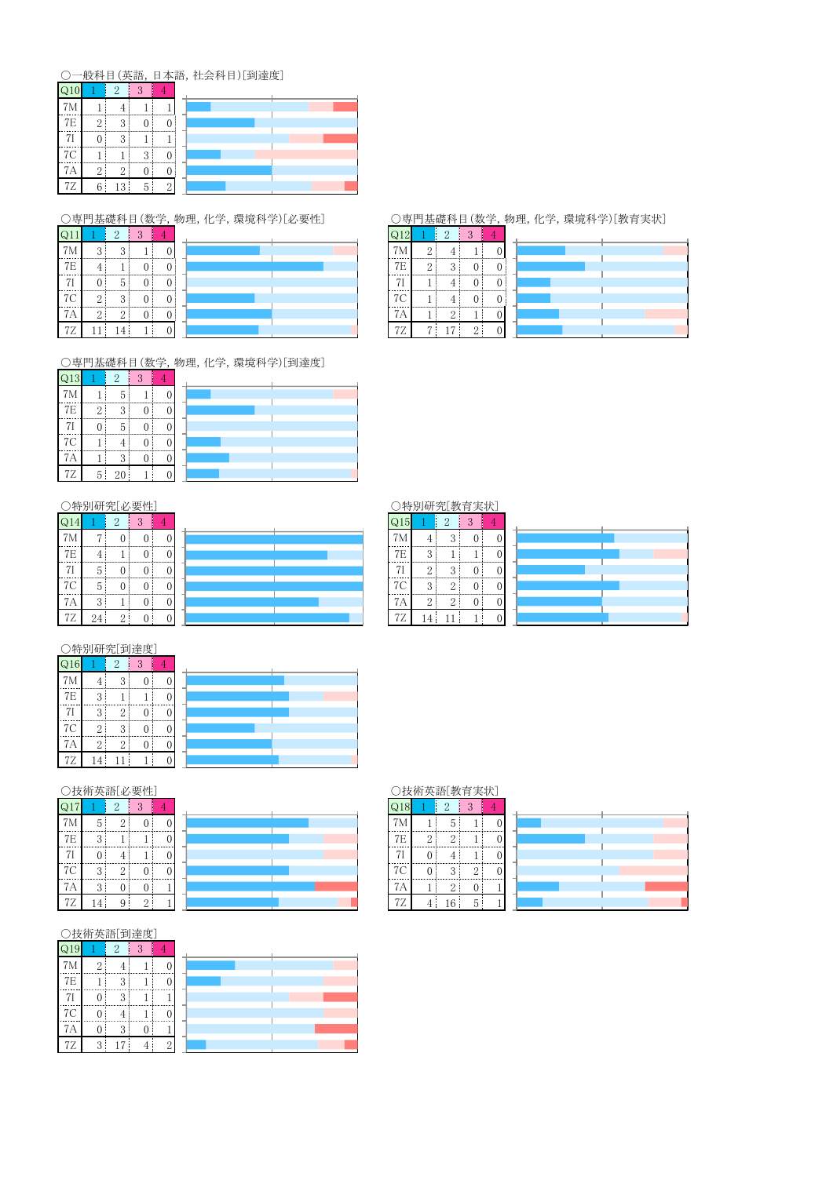○一般科目(英語，日本語，社会科目)[到達度]

| Q10 | 1 | 2 | 3 | 4 |
|---|---|---|---|---|
| 7M | 1 | 4 | 1 | 1 |
| 7E | 2 | 3 | 0 | 0 |
| 7I | 0 | 3 | 1 | 1 |
| 7C | 1 | 1 | 3 | 0 |
| 7A | 2 | 2 | 0 | 0 |
| 7Z | 6 | 13 | 5 | 2 |

○専門基礎科目(数学，物理，化学，環境科学)[必要性]

| Q11 | 1 | 2 | 3 | 4 |
|---|---|---|---|---|
| 7M | 3 | 3 | 1 | 0 |
| 7E | 4 | 1 | 0 | 0 |
| 7I | 0 | 5 | 0 | 0 |
| 7C | 2 | 3 | 0 | 0 |
| 7A | 2 | 2 | 0 | 0 |
| 7Z | 11 | 14 | 1 | 0 |

○専門基礎科目(数学，物理，化学，環境科学)[教育実状]

| Q12 | 1 | 2 | 3 | 4 |
|---|---|---|---|---|
| 7M | 2 | 4 | 1 | 0 |
| 7E | 2 | 3 | 0 | 0 |
| 7I | 1 | 4 | 0 | 0 |
| 7C | 1 | 4 | 0 | 0 |
| 7A | 1 | 2 | 1 | 0 |
| 7Z | 7 | 17 | 2 | 0 |

○専門基礎科目(数学，物理，化学，環境科学)[到達度]

| Q13 | 1 | 2 | 3 | 4 |
|---|---|---|---|---|
| 7M | 1 | 5 | 1 | 0 |
| 7E | 2 | 3 | 0 | 0 |
| 7I | 0 | 5 | 0 | 0 |
| 7C | 1 | 4 | 0 | 0 |
| 7A | 1 | 3 | 0 | 0 |
| 7Z | 5 | 20 | 1 | 0 |

○特別研究[必要性]

| Q14 | 1 | 2 | 3 | 4 |
|---|---|---|---|---|
| 7M | 7 | 0 | 0 | 0 |
| 7E | 4 | 1 | 0 | 0 |
| 7I | 5 | 0 | 0 | 0 |
| 7C | 5 | 0 | 0 | 0 |
| 7A | 3 | 1 | 0 | 0 |
| 7Z | 24 | 2 | 0 | 0 |

○特別研究[教育実状]

| Q15 | 1 | 2 | 3 | 4 |
|---|---|---|---|---|
| 7M | 4 | 3 | 0 | 0 |
| 7E | 3 | 1 | 1 | 0 |
| 7I | 2 | 3 | 0 | 0 |
| 7C | 3 | 2 | 0 | 0 |
| 7A | 2 | 2 | 0 | 0 |
| 7Z | 14 | 11 | 1 | 0 |

○特別研究[到達度]

| Q16 | 1 | 2 | 3 | 4 |
|---|---|---|---|---|
| 7M | 4 | 3 | 0 | 0 |
| 7E | 3 | 1 | 1 | 0 |
| 7I | 3 | 2 | 0 | 0 |
| 7C | 2 | 3 | 0 | 0 |
| 7A | 2 | 2 | 0 | 0 |
| 7Z | 14 | 11 | 1 | 0 |

○技術英語[必要性]

| Q17 | 1 | 2 | 3 | 4 |
|---|---|---|---|---|
| 7M | 5 | 2 | 0 | 0 |
| 7E | 3 | 1 | 1 | 0 |
| 7I | 0 | 4 | 1 | 0 |
| 7C | 3 | 2 | 0 | 0 |
| 7A | 3 | 0 | 0 | 1 |
| 7Z | 14 | 9 | 2 | 1 |

○技術英語[教育実状]

| Q18 | 1 | 2 | 3 | 4 |
|---|---|---|---|---|
| 7M | 1 | 5 | 1 | 0 |
| 7E | 2 | 2 | 1 | 0 |
| 7I | 0 | 4 | 1 | 0 |
| 7C | 0 | 3 | 2 | 0 |
| 7A | 1 | 2 | 0 | 1 |
| 7Z | 4 | 16 | 5 | 1 |

○技術英語[到達度]

| Q19 | 1 | 2 | 3 | 4 |
|---|---|---|---|---|
| 7M | 2 | 4 | 1 | 0 |
| 7E | 1 | 3 | 1 | 0 |
| 7I | 0 | 3 | 1 | 1 |
| 7C | 0 | 4 | 1 | 0 |
| 7A | 0 | 3 | 0 | 1 |
| 7Z | 3 | 17 | 4 | 2 |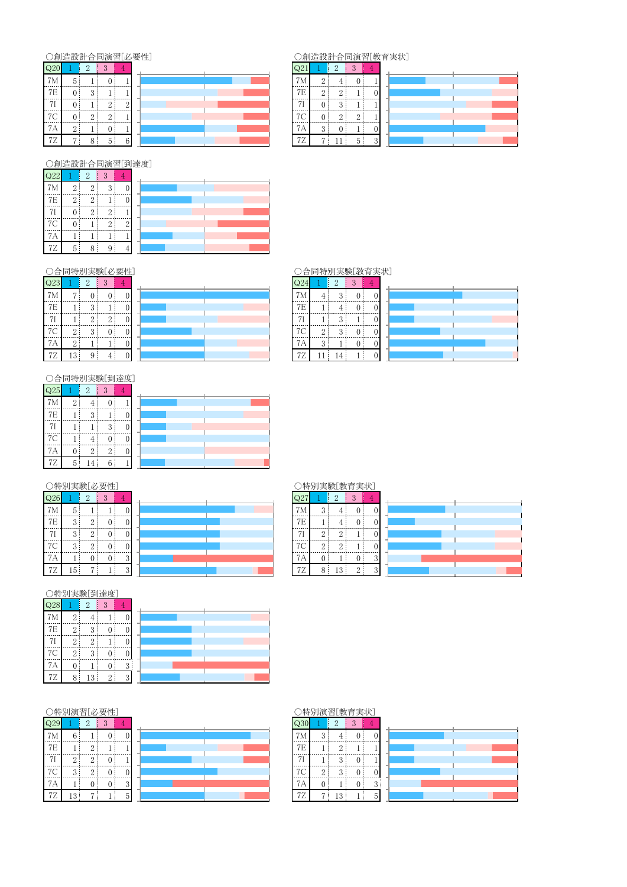○創造設計合同演習[必要性]

| Q20 | 1 | 2 | 3 | 4 |
|---|---|---|---|---|
| 7M | 5 | 1 | 0 | 1 |
| 7E | 0 | 3 | 1 | 1 |
| 7I | 0 | 1 | 2 | 2 |
| 7C | 0 | 2 | 2 | 1 |
| 7A | 2 | 1 | 0 | 1 |
| 7Z | 7 | 8 | 5 | 6 |

○創造設計合同演習[教育実状]

| Q21 | 1 | 2 | 3 | 4 |
|---|---|---|---|---|
| 7M | 2 | 4 | 0 | 1 |
| 7E | 2 | 2 | 1 | 0 |
| 7I | 0 | 3 | 1 | 1 |
| 7C | 0 | 2 | 2 | 1 |
| 7A | 3 | 0 | 1 | 0 |
| 7Z | 7 | 11 | 5 | 3 |

○創造設計合同演習[到達度]

| Q22 | 1 | 2 | 3 | 4 |
|---|---|---|---|---|
| 7M | 2 | 2 | 3 | 0 |
| 7E | 2 | 2 | 1 | 0 |
| 7I | 0 | 2 | 2 | 1 |
| 7C | 0 | 1 | 2 | 2 |
| 7A | 1 | 1 | 1 | 1 |
| 7Z | 5 | 8 | 9 | 4 |

○合同特別実験[必要性]

| Q23 | 1 | 2 | 3 | 4 |
|---|---|---|---|---|
| 7M | 7 | 0 | 0 | 0 |
| 7E | 1 | 3 | 1 | 0 |
| 7I | 1 | 2 | 2 | 0 |
| 7C | 2 | 3 | 0 | 0 |
| 7A | 2 | 1 | 1 | 0 |
| 7Z | 13 | 9 | 4 | 0 |

○合同特別実験[教育実状]

| Q24 | 1 | 2 | 3 | 4 |
|---|---|---|---|---|
| 7M | 4 | 3 | 0 | 0 |
| 7E | 1 | 4 | 0 | 0 |
| 7I | 1 | 3 | 1 | 0 |
| 7C | 2 | 3 | 0 | 0 |
| 7A | 3 | 1 | 0 | 0 |
| 7Z | 11 | 14 | 1 | 0 |

○合同特別実験[到達度]

| Q25 | 1 | 2 | 3 | 4 |
|---|---|---|---|---|
| 7M | 2 | 4 | 0 | 1 |
| 7E | 1 | 3 | 1 | 0 |
| 7I | 1 | 1 | 3 | 0 |
| 7C | 1 | 4 | 0 | 0 |
| 7A | 0 | 2 | 2 | 0 |
| 7Z | 5 | 14 | 6 | 1 |

○特別実験[必要性]

| Q26 | 1 | 2 | 3 | 4 |
|---|---|---|---|---|
| 7M | 5 | 1 | 1 | 0 |
| 7E | 3 | 2 | 0 | 0 |
| 7I | 3 | 2 | 0 | 0 |
| 7C | 3 | 2 | 0 | 0 |
| 7A | 1 | 0 | 0 | 3 |
| 7Z | 15 | 7 | 1 | 3 |

○特別実験[教育実状]

| Q27 | 1 | 2 | 3 | 4 |
|---|---|---|---|---|
| 7M | 3 | 4 | 0 | 0 |
| 7E | 1 | 4 | 0 | 0 |
| 7I | 2 | 2 | 1 | 0 |
| 7C | 2 | 2 | 1 | 0 |
| 7A | 0 | 1 | 0 | 3 |
| 7Z | 8 | 13 | 2 | 3 |

○特別実験[到達度]

| Q28 | 1 | 2 | 3 | 4 |
|---|---|---|---|---|
| 7M | 2 | 4 | 1 | 0 |
| 7E | 2 | 3 | 0 | 0 |
| 7I | 2 | 2 | 1 | 0 |
| 7C | 2 | 3 | 0 | 0 |
| 7A | 0 | 1 | 0 | 3 |
| 7Z | 8 | 13 | 2 | 3 |

○特別演習[必要性]

| Q29 | 1 | 2 | 3 | 4 |
|---|---|---|---|---|
| 7M | 6 | 1 | 0 | 0 |
| 7E | 1 | 2 | 1 | 1 |
| 7I | 2 | 2 | 0 | 1 |
| 7C | 3 | 2 | 0 | 0 |
| 7A | 1 | 0 | 0 | 3 |
| 7Z | 13 | 7 | 1 | 5 |

○特別演習[教育実状]

| Q30 | 1 | 2 | 3 | 4 |
|---|---|---|---|---|
| 7M | 3 | 4 | 0 | 0 |
| 7E | 1 | 2 | 1 | 1 |
| 7I | 1 | 3 | 0 | 1 |
| 7C | 2 | 3 | 0 | 0 |
| 7A | 0 | 1 | 0 | 3 |
| 7Z | 7 | 13 | 1 | 5 |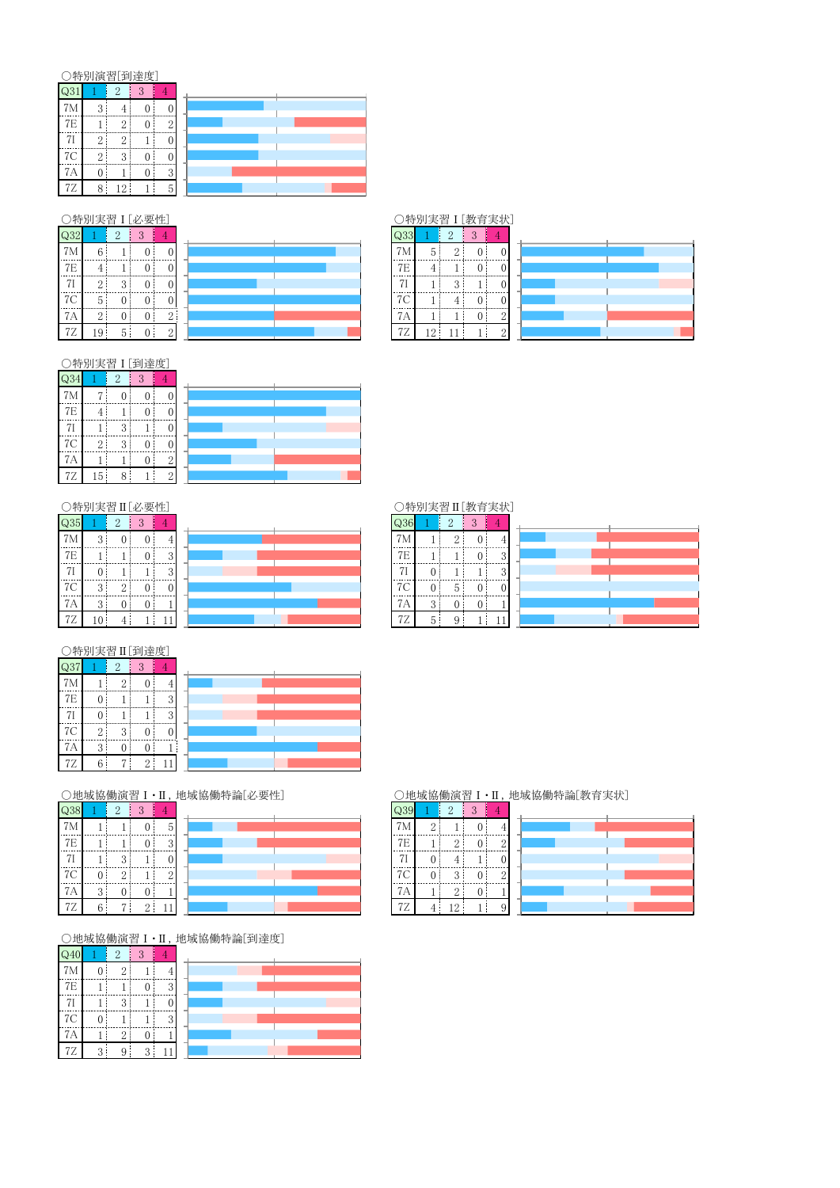○特別演習[到達度]

| Q31 | 1 | 2 | 3 | 4 |
|---|---|---|---|---|
| 7M | 3 | 4 | 0 | 0 |
| 7E | 1 | 2 | 0 | 2 |
| 7I | 2 | 2 | 1 | 0 |
| 7C | 2 | 3 | 0 | 0 |
| 7A | 0 | 1 | 0 | 3 |
| 7Z | 8 | 12 | 1 | 5 |

○特別実習 I [必要性]

| Q32 | 1 | 2 | 3 | 4 |
|---|---|---|---|---|
| 7M | 6 | 1 | 0 | 0 |
| 7E | 4 | 1 | 0 | 0 |
| 7I | 2 | 3 | 0 | 0 |
| 7C | 5 | 0 | 0 | 0 |
| 7A | 2 | 0 | 0 | 2 |
| 7Z | 19 | 5 | 0 | 2 |

○特別実習 I [教育実状]

| Q33 | 1 | 2 | 3 | 4 |
|---|---|---|---|---|
| 7M | 5 | 2 | 0 | 0 |
| 7E | 4 | 1 | 0 | 0 |
| 7I | 1 | 3 | 1 | 0 |
| 7C | 1 | 4 | 0 | 0 |
| 7A | 1 | 1 | 0 | 2 |
| 7Z | 12 | 11 | 1 | 2 |

○特別実習 I [到達度]

| Q34 | 1 | 2 | 3 | 4 |
|---|---|---|---|---|
| 7M | 7 | 0 | 0 | 0 |
| 7E | 4 | 1 | 0 | 0 |
| 7I | 1 | 3 | 1 | 0 |
| 7C | 2 | 3 | 0 | 0 |
| 7A | 1 | 1 | 0 | 2 |
| 7Z | 15 | 8 | 1 | 2 |

○特別実習 II [必要性]

| Q35 | 1 | 2 | 3 | 4 |
|---|---|---|---|---|
| 7M | 3 | 0 | 0 | 4 |
| 7E | 1 | 1 | 0 | 3 |
| 7I | 0 | 1 | 1 | 3 |
| 7C | 3 | 2 | 0 | 0 |
| 7A | 3 | 0 | 0 | 1 |
| 7Z | 10 | 4 | 1 | 11 |

○特別実習 II [教育実状]

| Q36 | 1 | 2 | 3 | 4 |
|---|---|---|---|---|
| 7M | 1 | 2 | 0 | 4 |
| 7E | 1 | 1 | 0 | 3 |
| 7I | 0 | 1 | 1 | 3 |
| 7C | 0 | 5 | 0 | 0 |
| 7A | 3 | 0 | 0 | 1 |
| 7Z | 5 | 9 | 1 | 11 |

○特別実習 II [到達度]

| Q37 | 1 | 2 | 3 | 4 |
|---|---|---|---|---|
| 7M | 1 | 2 | 0 | 4 |
| 7E | 0 | 1 | 1 | 3 |
| 7I | 0 | 1 | 1 | 3 |
| 7C | 2 | 3 | 0 | 0 |
| 7A | 3 | 0 | 0 | 1 |
| 7Z | 6 | 7 | 2 | 11 |

○地域協働演習 I・II, 地域協働特論[必要性]

| Q38 | 1 | 2 | 3 | 4 |
|---|---|---|---|---|
| 7M | 1 | 1 | 0 | 5 |
| 7E | 1 | 1 | 0 | 3 |
| 7I | 1 | 3 | 1 | 0 |
| 7C | 0 | 2 | 1 | 2 |
| 7A | 3 | 0 | 0 | 1 |
| 7Z | 6 | 7 | 2 | 11 |

○地域協働演習 I・II, 地域協働特論[教育実状]

| Q39 | 1 | 2 | 3 | 4 |
|---|---|---|---|---|
| 7M | 2 | 1 | 0 | 4 |
| 7E | 1 | 2 | 0 | 2 |
| 7I | 0 | 4 | 1 | 0 |
| 7C | 0 | 3 | 0 | 2 |
| 7A | 1 | 2 | 0 | 1 |
| 7Z | 4 | 12 | 1 | 9 |

○地域協働演習 I・II, 地域協働特論[到達度]

| Q40 | 1 | 2 | 3 | 4 |
|---|---|---|---|---|
| 7M | 0 | 2 | 1 | 4 |
| 7E | 1 | 1 | 0 | 3 |
| 7I | 1 | 3 | 1 | 0 |
| 7C | 0 | 1 | 1 | 3 |
| 7A | 1 | 2 | 0 | 1 |
| 7Z | 3 | 9 | 3 | 11 |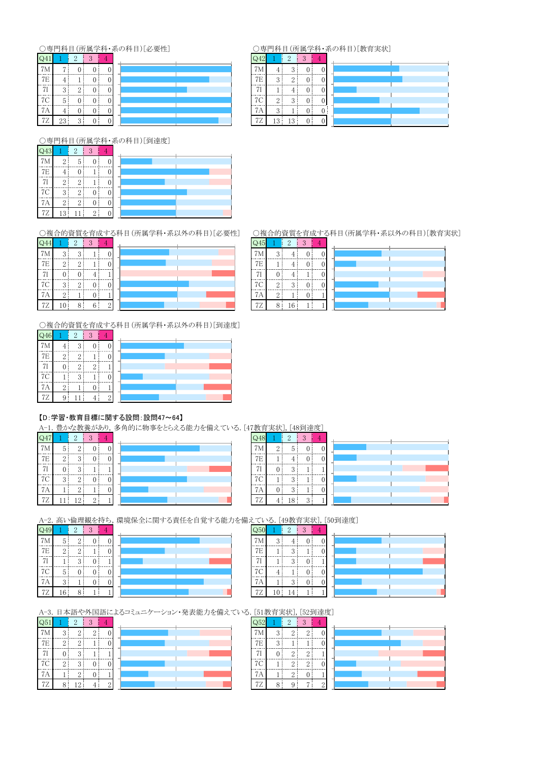○専門科目(所属学科・系の科目)[必要性]

| Q41 | 1 | 2 | 3 | 4 |
|---|---|---|---|---|
| 7M | 7 | 0 | 0 | 0 |
| 7E | 4 | 1 | 0 | 0 |
| 7I | 3 | 2 | 0 | 0 |
| 7C | 5 | 0 | 0 | 0 |
| 7A | 4 | 0 | 0 | 0 |
| 7Z | 23 | 3 | 0 | 0 |

○専門科目(所属学科・系の科目)[教育実状]

| Q42 | 1 | 2 | 3 | 4 |
|---|---|---|---|---|
| 7M | 4 | 3 | 0 | 0 |
| 7E | 3 | 2 | 0 | 0 |
| 7I | 1 | 4 | 0 | 0 |
| 7C | 2 | 3 | 0 | 0 |
| 7A | 3 | 1 | 0 | 0 |
| 7Z | 13 | 13 | 0 | 0 |

○専門科目(所属学科・系の科目)[到達度]

| Q43 | 1 | 2 | 3 | 4 |
|---|---|---|---|---|
| 7M | 2 | 5 | 0 | 0 |
| 7E | 4 | 0 | 1 | 0 |
| 7I | 2 | 2 | 1 | 0 |
| 7C | 3 | 2 | 0 | 0 |
| 7A | 2 | 2 | 0 | 0 |
| 7Z | 13 | 11 | 2 | 0 |

○複合的資質を育成する科目(所属学科・系以外の科目)[必要性]

| Q44 | 1 | 2 | 3 | 4 |
|---|---|---|---|---|
| 7M | 3 | 3 | 1 | 0 |
| 7E | 2 | 2 | 1 | 0 |
| 7I | 0 | 0 | 4 | 1 |
| 7C | 3 | 2 | 0 | 0 |
| 7A | 2 | 1 | 0 | 1 |
| 7Z | 10 | 8 | 6 | 2 |

○複合的資質を育成する科目(所属学科・系以外の科目)[教育実状]

| Q45 | 1 | 2 | 3 | 4 |
|---|---|---|---|---|
| 7M | 3 | 4 | 0 | 0 |
| 7E | 1 | 4 | 0 | 0 |
| 7I | 0 | 4 | 1 | 0 |
| 7C | 2 | 3 | 0 | 0 |
| 7A | 2 | 1 | 0 | 1 |
| 7Z | 8 | 16 | 1 | 1 |

○複合的資質を育成する科目(所属学科・系以外の科目)[到達度]

| Q46 | 1 | 2 | 3 | 4 |
|---|---|---|---|---|
| 7M | 4 | 3 | 0 | 0 |
| 7E | 2 | 2 | 1 | 0 |
| 7I | 0 | 2 | 2 | 1 |
| 7C | 1 | 3 | 1 | 0 |
| 7A | 2 | 1 | 0 | 1 |
| 7Z | 9 | 11 | 4 | 2 |

**【D:学習・教育目標に関する設問:設問47〜64】**

A-1. 豊かな教養があり，多角的に物事をとらえる能力を備えている. [47教育実状], [48到達度]

| Q47 | 1 | 2 | 3 | 4 |
|---|---|---|---|---|
| 7M | 5 | 2 | 0 | 0 |
| 7E | 2 | 3 | 0 | 0 |
| 7I | 0 | 3 | 1 | 1 |
| 7C | 3 | 2 | 0 | 0 |
| 7A | 1 | 2 | 1 | 0 |
| 7Z | 11 | 12 | 2 | 1 |

| Q48 | 1 | 2 | 3 | 4 |
|---|---|---|---|---|
| 7M | 2 | 5 | 0 | 0 |
| 7E | 1 | 4 | 0 | 0 |
| 7I | 0 | 3 | 1 | 1 |
| 7C | 1 | 3 | 1 | 0 |
| 7A | 0 | 3 | 1 | 0 |
| 7Z | 4 | 18 | 3 | 1 |

A-2. 高い倫理観を持ち，環境保全に関する責任を自覚する能力を備えている. [49教育実状], [50到達度]

| Q49 | 1 | 2 | 3 | 4 |
|---|---|---|---|---|
| 7M | 5 | 2 | 0 | 0 |
| 7E | 2 | 2 | 1 | 0 |
| 7I | 1 | 3 | 0 | 1 |
| 7C | 5 | 0 | 0 | 0 |
| 7A | 3 | 1 | 0 | 0 |
| 7Z | 16 | 8 | 1 | 1 |

| Q50 | 1 | 2 | 3 | 4 |
|---|---|---|---|---|
| 7M | 3 | 4 | 0 | 0 |
| 7E | 1 | 3 | 1 | 0 |
| 7I | 1 | 3 | 0 | 1 |
| 7C | 4 | 1 | 0 | 0 |
| 7A | 1 | 3 | 0 | 0 |
| 7Z | 10 | 14 | 1 | 1 |

A-3. 日本語や外国語によるコミュニケーション・発表能力を備えている. [51教育実状], [52到達度]

| Q51 | 1 | 2 | 3 | 4 |
|---|---|---|---|---|
| 7M | 3 | 2 | 2 | 0 |
| 7E | 2 | 2 | 1 | 0 |
| 7I | 0 | 3 | 1 | 1 |
| 7C | 2 | 3 | 0 | 0 |
| 7A | 1 | 2 | 0 | 1 |
| 7Z | 8 | 12 | 4 | 2 |

| Q52 | 1 | 2 | 3 | 4 |
|---|---|---|---|---|
| 7M | 3 | 2 | 2 | 0 |
| 7E | 3 | 1 | 1 | 0 |
| 7I | 0 | 2 | 2 | 1 |
| 7C | 1 | 2 | 2 | 0 |
| 7A | 1 | 2 | 0 | 1 |
| 7Z | 8 | 9 | 7 | 2 |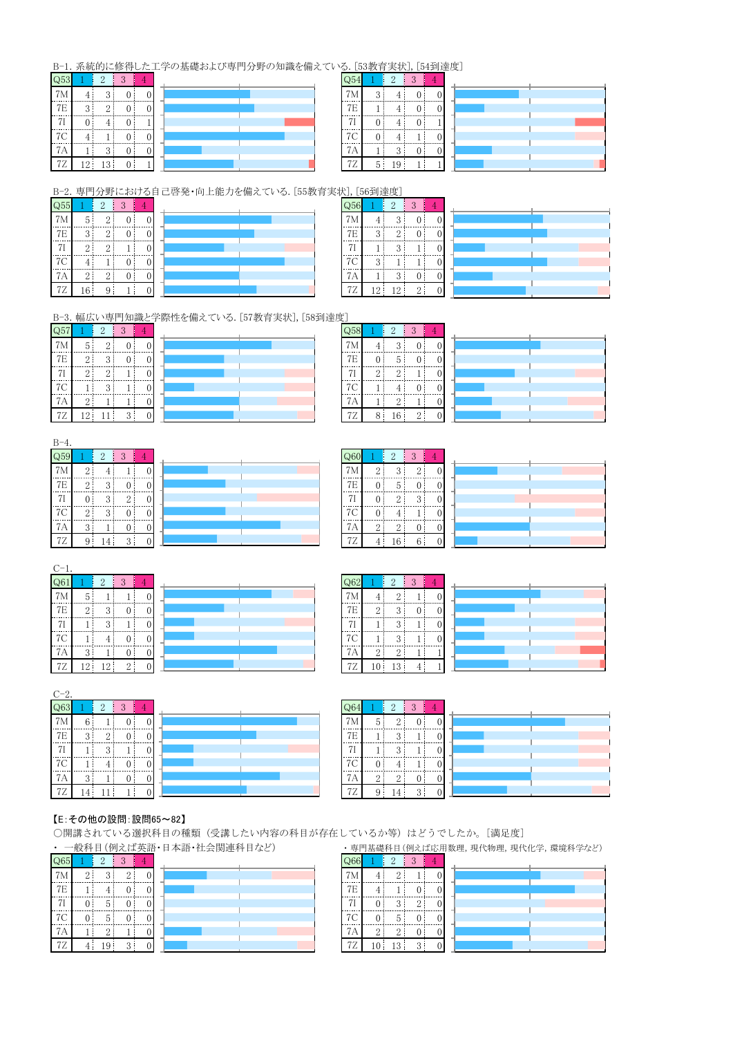B-1. 系統的に修得した工学の基礎および専門分野の知識を備えている. [53教育実状], [54到達度]

| Q53 | 1 | 2 | 3 | 4 |
|---|---|---|---|---|
| 7M | 4 | 3 | 0 | 0 |
| 7E | 3 | 2 | 0 | 0 |
| 7I | 0 | 4 | 0 | 1 |
| 7C | 4 | 1 | 0 | 0 |
| 7A | 1 | 3 | 0 | 0 |
| 7Z | 12 | 13 | 0 | 1 |

| Q54 | 1 | 2 | 3 | 4 |
|---|---|---|---|---|
| 7M | 3 | 4 | 0 | 0 |
| 7E | 1 | 4 | 0 | 0 |
| 7I | 0 | 4 | 0 | 1 |
| 7C | 0 | 4 | 1 | 0 |
| 7A | 1 | 3 | 0 | 0 |
| 7Z | 5 | 19 | 1 | 1 |

B-2. 専門分野における自己啓発・向上能力を備えている. [55教育実状], [56到達度]

| Q55 | 1 | 2 | 3 | 4 |
|---|---|---|---|---|
| 7M | 5 | 2 | 0 | 0 |
| 7E | 3 | 2 | 0 | 0 |
| 7I | 2 | 2 | 1 | 0 |
| 7C | 4 | 1 | 0 | 0 |
| 7A | 2 | 2 | 0 | 0 |
| 7Z | 16 | 9 | 1 | 0 |

| Q56 | 1 | 2 | 3 | 4 |
|---|---|---|---|---|
| 7M | 4 | 3 | 0 | 0 |
| 7E | 3 | 2 | 0 | 0 |
| 7I | 1 | 3 | 1 | 0 |
| 7C | 3 | 1 | 1 | 0 |
| 7A | 1 | 3 | 0 | 0 |
| 7Z | 12 | 12 | 2 | 0 |

B-3. 幅広い専門知識と学際性を備えている. [57教育実状], [58到達度]

| Q57 | 1 | 2 | 3 | 4 |
|---|---|---|---|---|
| 7M | 5 | 2 | 0 | 0 |
| 7E | 2 | 3 | 0 | 0 |
| 7I | 2 | 2 | 1 | 0 |
| 7C | 1 | 3 | 1 | 0 |
| 7A | 2 | 1 | 1 | 0 |
| 7Z | 12 | 11 | 3 | 0 |

| Q58 | 1 | 2 | 3 | 4 |
|---|---|---|---|---|
| 7M | 4 | 3 | 0 | 0 |
| 7E | 0 | 5 | 0 | 0 |
| 7I | 2 | 2 | 1 | 0 |
| 7C | 1 | 4 | 0 | 0 |
| 7A | 1 | 2 | 1 | 0 |
| 7Z | 8 | 16 | 2 | 0 |

B-4.

| Q59 | 1 | 2 | 3 | 4 |
|---|---|---|---|---|
| 7M | 2 | 4 | 1 | 0 |
| 7E | 2 | 3 | 0 | 0 |
| 7I | 0 | 3 | 2 | 0 |
| 7C | 2 | 3 | 0 | 0 |
| 7A | 3 | 1 | 0 | 0 |
| 7Z | 9 | 14 | 3 | 0 |

| Q60 | 1 | 2 | 3 | 4 |
|---|---|---|---|---|
| 7M | 2 | 3 | 2 | 0 |
| 7E | 0 | 5 | 0 | 0 |
| 7I | 0 | 2 | 3 | 0 |
| 7C | 0 | 4 | 1 | 0 |
| 7A | 2 | 2 | 0 | 0 |
| 7Z | 4 | 16 | 6 | 0 |

C-1.

| Q61 | 1 | 2 | 3 | 4 |
|---|---|---|---|---|
| 7M | 5 | 1 | 1 | 0 |
| 7E | 2 | 3 | 0 | 0 |
| 7I | 1 | 3 | 1 | 0 |
| 7C | 1 | 4 | 0 | 0 |
| 7A | 3 | 1 | 0 | 0 |
| 7Z | 12 | 12 | 2 | 0 |

| Q62 | 1 | 2 | 3 | 4 |
|---|---|---|---|---|
| 7M | 4 | 2 | 1 | 0 |
| 7E | 2 | 3 | 0 | 0 |
| 7I | 1 | 3 | 1 | 0 |
| 7C | 1 | 3 | 1 | 0 |
| 7A | 2 | 2 | 1 | 1 |
| 7Z | 10 | 13 | 4 | 1 |

C-2.

| Q63 | 1 | 2 | 3 | 4 |
|---|---|---|---|---|
| 7M | 6 | 1 | 0 | 0 |
| 7E | 3 | 2 | 0 | 0 |
| 7I | 1 | 3 | 1 | 0 |
| 7C | 1 | 4 | 0 | 0 |
| 7A | 3 | 1 | 0 | 0 |
| 7Z | 14 | 11 | 1 | 0 |

| Q64 | 1 | 2 | 3 | 4 |
|---|---|---|---|---|
| 7M | 5 | 2 | 0 | 0 |
| 7E | 1 | 3 | 1 | 0 |
| 7I | 1 | 3 | 1 | 0 |
| 7C | 0 | 4 | 1 | 0 |
| 7A | 2 | 2 | 0 | 0 |
| 7Z | 9 | 14 | 3 | 0 |

**【E:その他の設問:設問65～82】**

○開講されている選択科目の種類（受講したい内容の科目が存在しているか等）はどうでしたか。[満足度]

・ 一般科目(例えば英語・日本語・社会関連科目など)

| Q65 | 1 | 2 | 3 | 4 |
|---|---|---|---|---|
| 7M | 2 | 3 | 2 | 0 |
| 7E | 1 | 4 | 0 | 0 |
| 7I | 0 | 5 | 0 | 0 |
| 7C | 0 | 5 | 0 | 0 |
| 7A | 1 | 2 | 1 | 0 |
| 7Z | 4 | 19 | 3 | 0 |

・専門基礎科目(例えば応用数理, 現代物理, 現代化学, 環境科学など)

| Q66 | 1 | 2 | 3 | 4 |
|---|---|---|---|---|
| 7M | 4 | 2 | 1 | 0 |
| 7E | 4 | 1 | 0 | 0 |
| 7I | 0 | 3 | 2 | 0 |
| 7C | 0 | 5 | 0 | 0 |
| 7A | 2 | 2 | 0 | 0 |
| 7Z | 10 | 13 | 3 | 0 |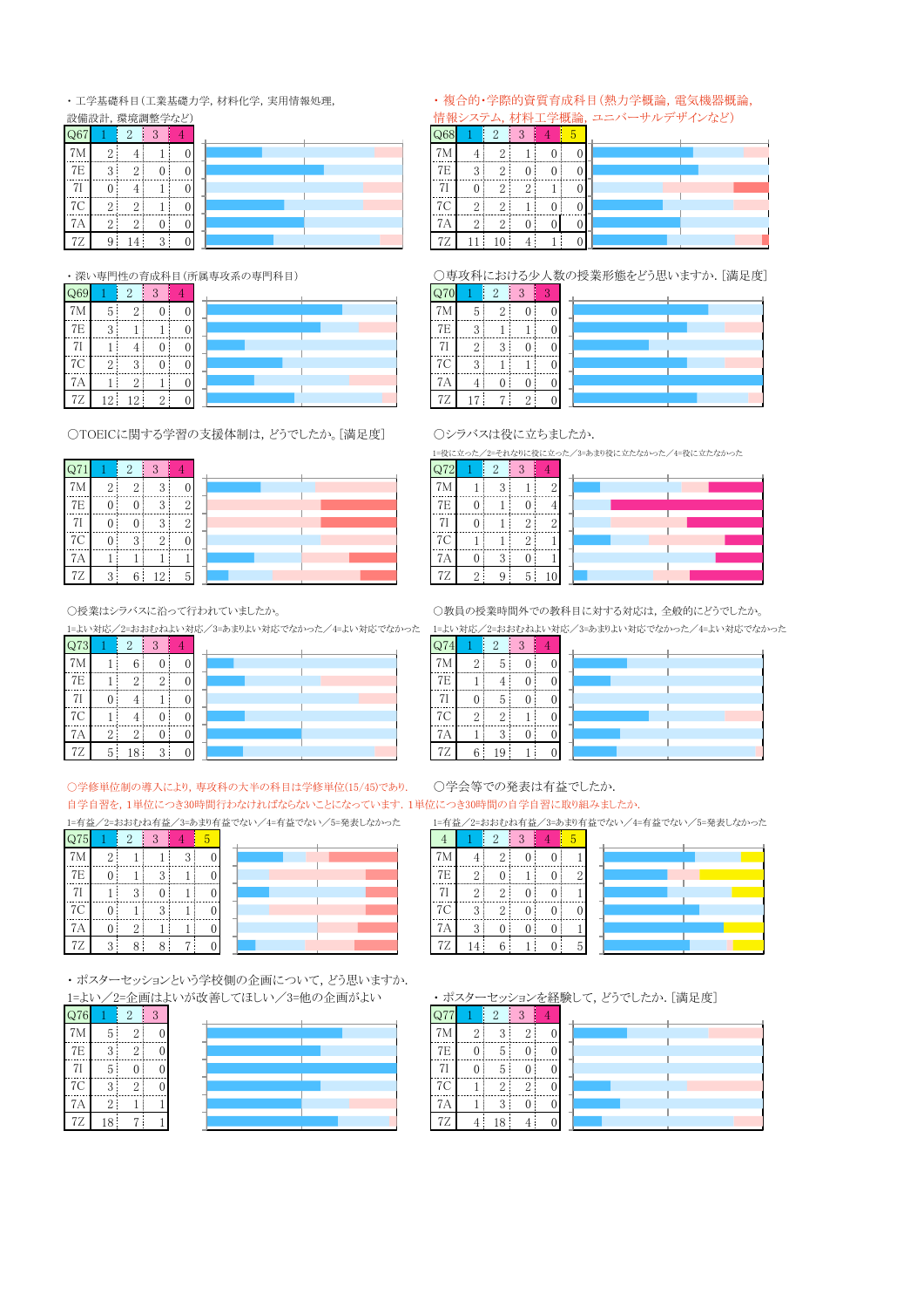・工学基礎科目(工業基礎力学, 材料化学, 実用情報処理, 設備設計, 環境調整学など)

| Q67 | 1 | 2 | 3 | 4 |
|---|---|---|---|---|
| 7M | 2 | 4 | 1 | 0 |
| 7E | 3 | 2 | 0 | 0 |
| 7I | 0 | 4 | 1 | 0 |
| 7C | 2 | 2 | 1 | 0 |
| 7A | 2 | 2 | 0 | 0 |
| 7Z | 9 | 14 | 3 | 0 |

・複合的・学際的資質育成科目(熱力学概論, 電気機器概論, 情報システム, 材料工学概論, ユニバーサルデザインなど)

| Q68 | 1 | 2 | 3 | 4 | 5 |
|---|---|---|---|---|---|
| 7M | 4 | 2 | 1 | 0 | 0 |
| 7E | 3 | 2 | 0 | 0 | 0 |
| 7I | 0 | 2 | 2 | 1 | 0 |
| 7C | 2 | 2 | 1 | 0 | 0 |
| 7A | 2 | 2 | 0 | 0 | 0 |
| 7Z | 11 | 10 | 4 | 1 | 0 |

・深い専門性の育成科目(所属専攻系の専門科目)

| Q69 | 1 | 2 | 3 | 4 |
|---|---|---|---|---|
| 7M | 5 | 2 | 0 | 0 |
| 7E | 3 | 1 | 1 | 0 |
| 7I | 1 | 4 | 0 | 0 |
| 7C | 2 | 3 | 0 | 0 |
| 7A | 1 | 2 | 1 | 0 |
| 7Z | 12 | 12 | 2 | 0 |

○専攻科における少人数の授業形態をどう思いますか. [満足度]

| Q70 | 1 | 2 | 3 | 3 |
|---|---|---|---|---|
| 7M | 5 | 2 | 0 | 0 |
| 7E | 3 | 1 | 1 | 0 |
| 7I | 2 | 3 | 0 | 0 |
| 7C | 3 | 1 | 1 | 0 |
| 7A | 4 | 0 | 0 | 0 |
| 7Z | 17 | 7 | 2 | 0 |

○TOEICに関する学習の支援体制は, どうでしたか。[満足度]

| Q71 | 1 | 2 | 3 | 4 |
|---|---|---|---|---|
| 7M | 2 | 2 | 3 | 0 |
| 7E | 0 | 0 | 3 | 2 |
| 7I | 0 | 0 | 3 | 2 |
| 7C | 0 | 3 | 2 | 0 |
| 7A | 1 | 1 | 1 | 1 |
| 7Z | 3 | 6 | 12 | 5 |

○シラバスは役に立ちましたか.

1=役に立った/2=それなりに役に立った/3=あまり役に立たなかった/4=役に立たなかった

| Q72 | 1 | 2 | 3 | 4 |
|---|---|---|---|---|
| 7M | 1 | 3 | 1 | 2 |
| 7E | 0 | 1 | 0 | 4 |
| 7I | 0 | 1 | 2 | 2 |
| 7C | 1 | 1 | 2 | 1 |
| 7A | 0 | 3 | 0 | 1 |
| 7Z | 2 | 9 | 5 | 10 |

○授業はシラバスに沿って行われていましたか。

1=よい対応/2=おおむねよい対応/3=あまりよい対応でなかった/4=よい対応でなかった

| Q73 | 1 | 2 | 3 | 4 |
|---|---|---|---|---|
| 7M | 1 | 6 | 0 | 0 |
| 7E | 1 | 2 | 2 | 0 |
| 7I | 0 | 4 | 1 | 0 |
| 7C | 1 | 4 | 0 | 0 |
| 7A | 2 | 2 | 0 | 0 |
| 7Z | 5 | 18 | 3 | 0 |

○教員の授業時間外での教科目に対する対応は, 全般的にどうでしたか。

1=よい対応/2=おおむねよい対応/3=あまりよい対応でなかった/4=よい対応でなかった

| Q74 | 1 | 2 | 3 | 4 |
|---|---|---|---|---|
| 7M | 2 | 5 | 0 | 0 |
| 7E | 1 | 4 | 0 | 0 |
| 7I | 0 | 5 | 0 | 0 |
| 7C | 2 | 2 | 1 | 0 |
| 7A | 1 | 3 | 0 | 0 |
| 7Z | 6 | 19 | 1 | 0 |

○学修単位制の導入により, 専攻科の大半の科目は学修単位(15/45)であり, 自学自習を, 1単位につき30時間行わなければならないことになっています. 1単位につき30時間の自学自習に取り組みましたか.

1=有益/2=おおむね有益/3=あまり有益でない/4=有益でない/5=発表しなかった

| Q75 | 1 | 2 | 3 | 4 | 5 |
|---|---|---|---|---|---|
| 7M | 2 | 1 | 1 | 3 | 0 |
| 7E | 0 | 1 | 3 | 1 | 0 |
| 7I | 1 | 3 | 0 | 1 | 0 |
| 7C | 0 | 1 | 3 | 1 | 0 |
| 7A | 0 | 2 | 1 | 1 | 0 |
| 7Z | 3 | 8 | 8 | 7 | 0 |

○学会等での発表は有益でしたか.

1=有益/2=おおむね有益/3=あまり有益でない/4=有益でない/5=発表しなかった

| 4 | 1 | 2 | 3 | 4 | 5 |
|---|---|---|---|---|---|
| 7M | 4 | 2 | 0 | 0 | 1 |
| 7E | 2 | 0 | 1 | 0 | 2 |
| 7I | 2 | 2 | 0 | 0 | 1 |
| 7C | 3 | 2 | 0 | 0 | 0 |
| 7A | 3 | 0 | 0 | 0 | 1 |
| 7Z | 14 | 6 | 1 | 0 | 5 |

・ポスターセッションという学校側の企画について, どう思いますか.

1=よい/2=企画はよいが改善してほしい/3=他の企画がよい

| Q76 | 1 | 2 | 3 |
|---|---|---|---|
| 7M | 5 | 2 | 0 |
| 7E | 3 | 2 | 0 |
| 7I | 5 | 0 | 0 |
| 7C | 3 | 2 | 0 |
| 7A | 2 | 1 | 1 |
| 7Z | 18 | 7 | 1 |

・ポスターセッションを経験して, どうでしたか. [満足度]

| Q77 | 1 | 2 | 3 | 4 |
|---|---|---|---|---|
| 7M | 2 | 3 | 2 | 0 |
| 7E | 0 | 5 | 0 | 0 |
| 7I | 0 | 5 | 0 | 0 |
| 7C | 1 | 2 | 2 | 0 |
| 7A | 1 | 3 | 0 | 0 |
| 7Z | 4 | 18 | 4 | 0 |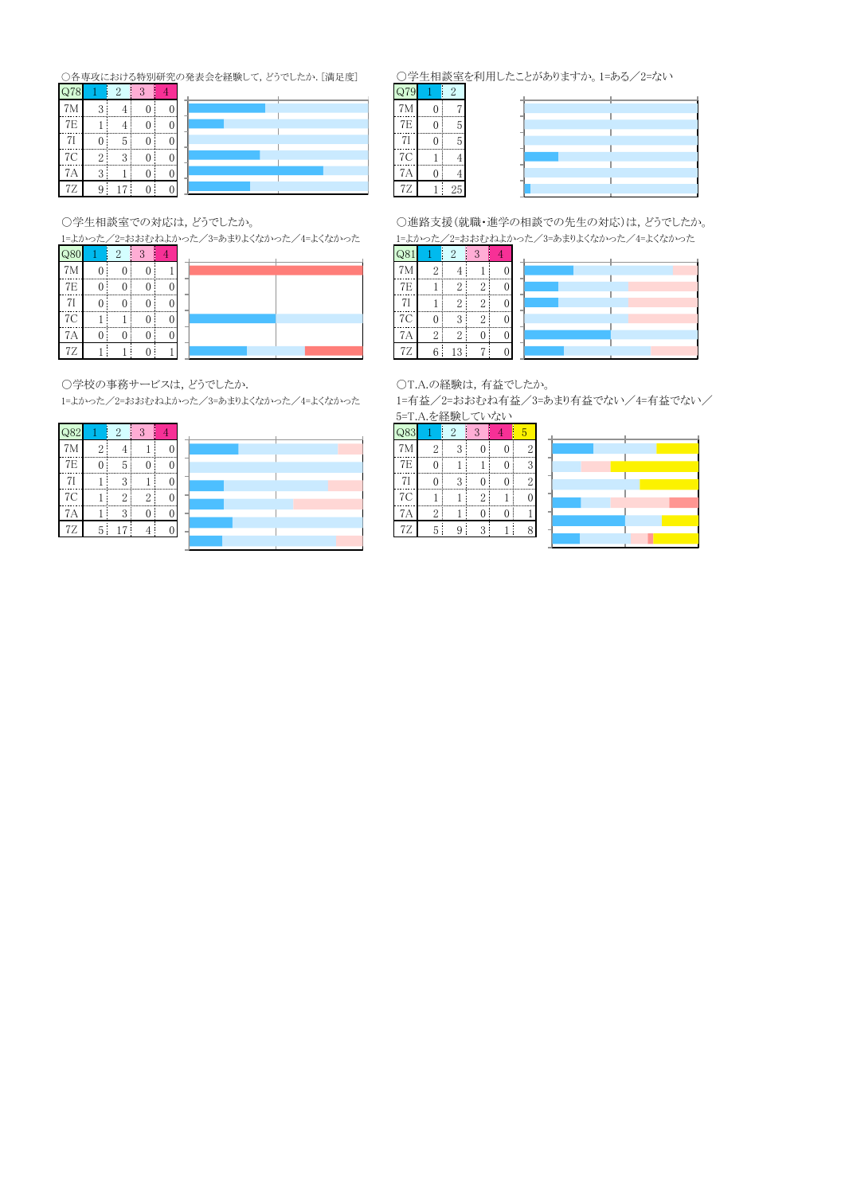○各専攻における特別研究の発表会を経験して，どうでしたか．[満足度]

| Q78 | 1 | 2 | 3 | 4 |
|---|---|---|---|---|
| 7M | 3 | 4 | 0 | 0 |
| 7E | 1 | 4 | 0 | 0 |
| 7I | 0 | 5 | 0 | 0 |
| 7C | 2 | 3 | 0 | 0 |
| 7A | 3 | 1 | 0 | 0 |
| 7Z | 9 | 17 | 0 | 0 |

○学生相談室を利用したことがありますか。1=ある／2=ない

| Q79 | 1 | 2 |
|---|---|---|
| 7M | 0 | 7 |
| 7E | 0 | 5 |
| 7I | 0 | 5 |
| 7C | 1 | 4 |
| 7A | 0 | 4 |
| 7Z | 1 | 25 |

○学生相談室での対応は，どうでしたか。

1=よかった／2=おおむねよかった／3=あまりよくなかった／4=よくなかった

| Q80 | 1 | 2 | 3 | 4 |
|---|---|---|---|---|
| 7M | 0 | 0 | 0 | 1 |
| 7E | 0 | 0 | 0 | 0 |
| 7I | 0 | 0 | 0 | 0 |
| 7C | 1 | 1 | 0 | 0 |
| 7A | 0 | 0 | 0 | 0 |
| 7Z | 1 | 1 | 0 | 1 |

○進路支援（就職・進学の相談での先生の対応）は，どうでしたか。

1=よかった／2=おおむねよかった／3=あまりよくなかった／4=よくなかった

| Q81 | 1 | 2 | 3 | 4 |
|---|---|---|---|---|
| 7M | 2 | 4 | 1 | 0 |
| 7E | 1 | 2 | 2 | 0 |
| 7I | 1 | 2 | 2 | 0 |
| 7C | 0 | 3 | 2 | 0 |
| 7A | 2 | 2 | 0 | 0 |
| 7Z | 6 | 13 | 7 | 0 |

○学校の事務サービスは，どうでしたか．

1=よかった／2=おおむねよかった／3=あまりよくなかった／4=よくなかった

| Q82 | 1 | 2 | 3 | 4 |
|---|---|---|---|---|
| 7M | 2 | 4 | 1 | 0 |
| 7E | 0 | 5 | 0 | 0 |
| 7I | 1 | 3 | 1 | 0 |
| 7C | 1 | 2 | 2 | 0 |
| 7A | 1 | 3 | 0 | 0 |
| 7Z | 5 | 17 | 4 | 0 |

○T.A.の経験は，有益でしたか。

1=有益／2=おおむね有益／3=あまり有益でない／4=有益でない／5=T.A.を経験していない

| Q83 | 1 | 2 | 3 | 4 | 5 |
|---|---|---|---|---|---|
| 7M | 2 | 3 | 0 | 0 | 2 |
| 7E | 0 | 1 | 1 | 0 | 3 |
| 7I | 0 | 3 | 0 | 0 | 2 |
| 7C | 1 | 1 | 2 | 1 | 0 |
| 7A | 2 | 1 | 0 | 0 | 1 |
| 7Z | 5 | 9 | 3 | 1 | 8 |